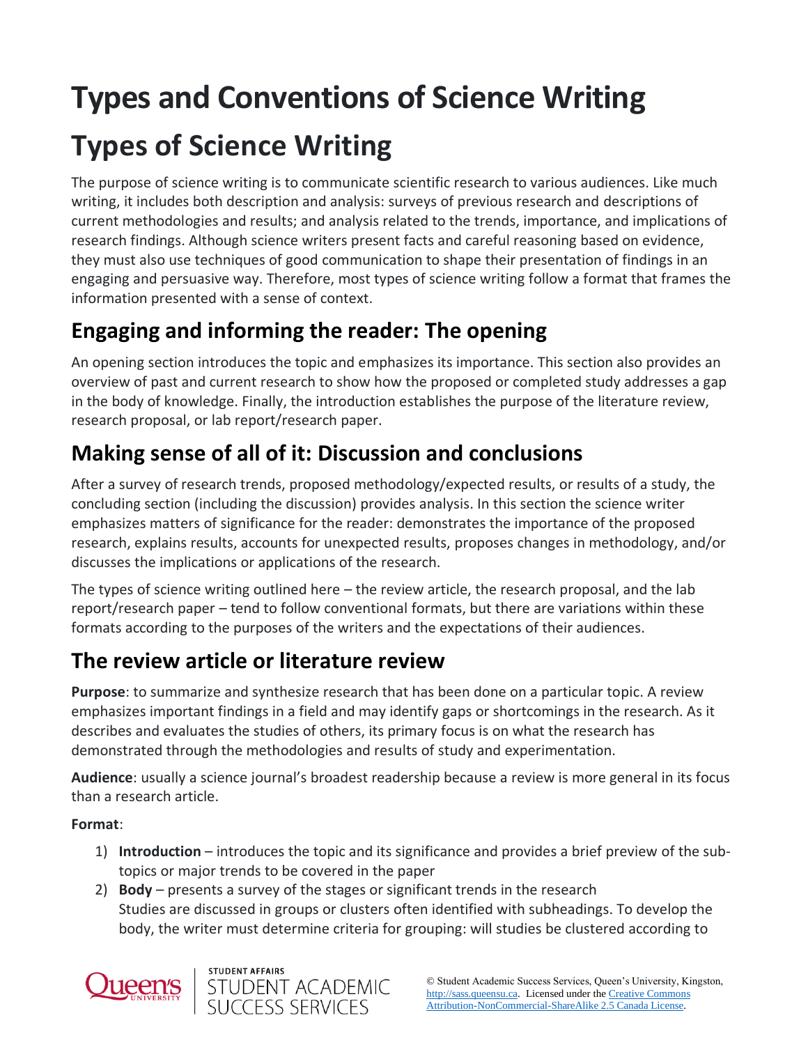# Types and Conventions of Science Writing

# Types of Science Writing

The purpose of science writing is to communicate scientific research to various audiences. Like much writing, it includes both description and analysis: surveys of previous research and descriptions of current methodologies and results; and analysis related to the trends, importance, and implications of research findings. Although science writers present facts and careful reasoning based on evidence, they must also use techniques of good communication to shape their presentation of findings in an engaging and persuasive way. Therefore, most types of science writing follow a format that frames the information presented with a sense of context.

## Engaging and informing the reader: The opening

An opening section introduces the topic and emphasizes its importance. This section also provides an overview of past and current research to show how the proposed or completed study addresses a gap in the body of knowledge. Finally, the introduction establishes the purpose of the literature review, research proposal, or lab report/research paper.

## Making sense of all of it: Discussion and conclusions

After a survey of research trends, proposed methodology/expected results, or results of a study, the concluding section (including the discussion) provides analysis. In this section the science writer emphasizes matters of significance for the reader: demonstrates the importance of the proposed research, explains results, accounts for unexpected results, proposes changes in methodology, and/or discusses the implications or applications of the research.

The types of science writing outlined here – the review article, the research proposal, and the lab report/research paper – tend to follow conventional formats, but there are variations within these formats according to the purposes of the writers and the expectations of their audiences.

## The review article or literature review

**Purpose**: to summarize and synthesize research that has been done on a particular topic. A review emphasizes important findings in a field and may identify gaps or shortcomings in the research. As it describes and evaluates the studies of others, its primary focus is on what the research has demonstrated through the methodologies and results of study and experimentation.

**Audience**: usually a science journal's broadest readership because a review is more general in its focus than a research article.

**Format**:

1) **Introduction** – introduces the topic and its significance and provides a brief preview of the sub-topics or major trends to be covered in the paper
2) **Body** – presents a survey of the stages or significant trends in the research
   Studies are discussed in groups or clusters often identified with subheadings. To develop the body, the writer must determine criteria for grouping: will studies be clustered according to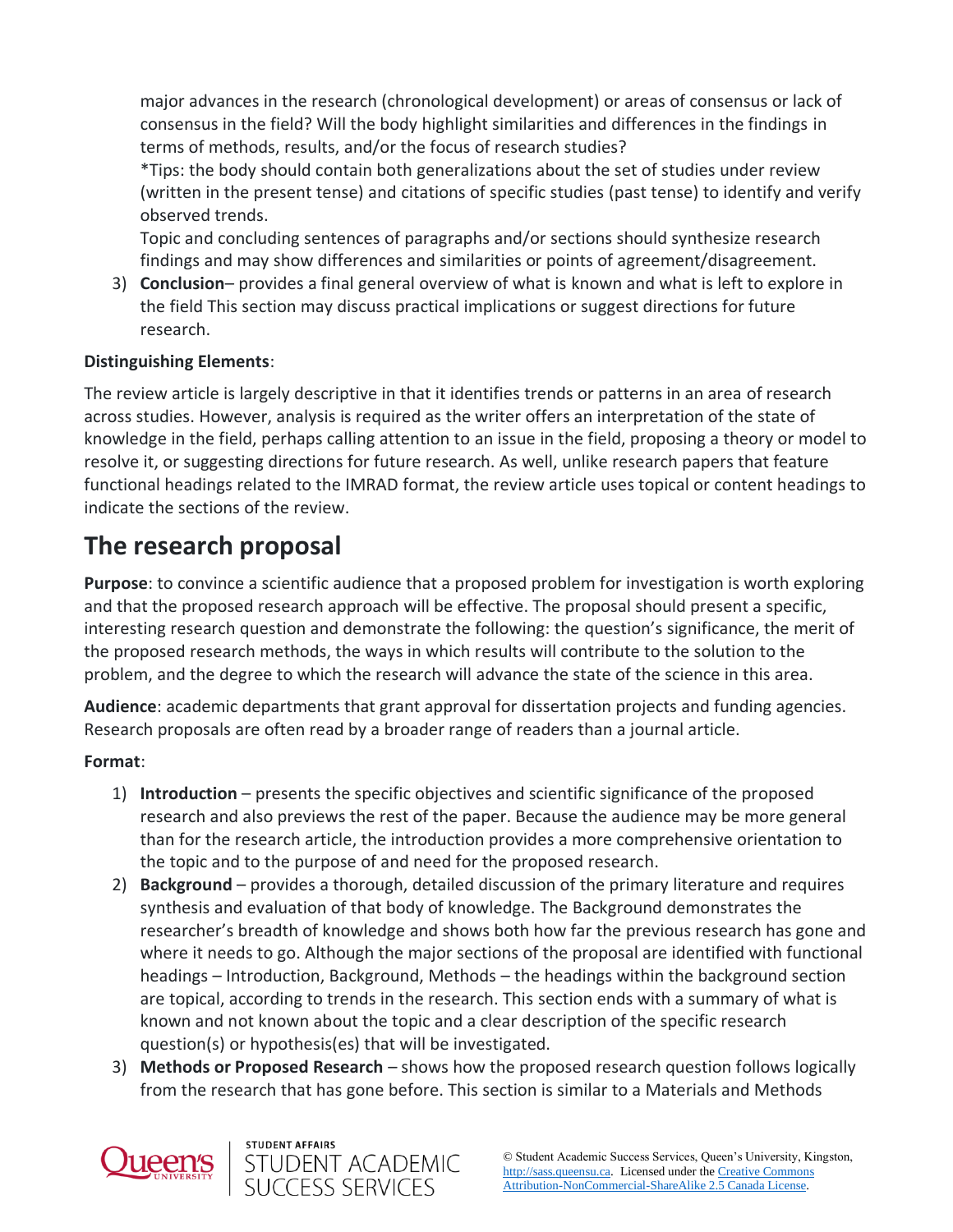major advances in the research (chronological development) or areas of consensus or lack of consensus in the field? Will the body highlight similarities and differences in the findings in terms of methods, results, and/or the focus of research studies?

*Tips: the body should contain both generalizations about the set of studies under review (written in the present tense) and citations of specific studies (past tense) to identify and verify observed trends.

Topic and concluding sentences of paragraphs and/or sections should synthesize research findings and may show differences and similarities or points of agreement/disagreement.

3) **Conclusion**– provides a final general overview of what is known and what is left to explore in the field This section may discuss practical implications or suggest directions for future research.

**Distinguishing Elements**:

The review article is largely descriptive in that it identifies trends or patterns in an area of research across studies. However, analysis is required as the writer offers an interpretation of the state of knowledge in the field, perhaps calling attention to an issue in the field, proposing a theory or model to resolve it, or suggesting directions for future research. As well, unlike research papers that feature functional headings related to the IMRAD format, the review article uses topical or content headings to indicate the sections of the review.

## The research proposal

**Purpose**: to convince a scientific audience that a proposed problem for investigation is worth exploring and that the proposed research approach will be effective. The proposal should present a specific, interesting research question and demonstrate the following: the question's significance, the merit of the proposed research methods, the ways in which results will contribute to the solution to the problem, and the degree to which the research will advance the state of the science in this area.

**Audience**: academic departments that grant approval for dissertation projects and funding agencies. Research proposals are often read by a broader range of readers than a journal article.

**Format**:

1) **Introduction** – presents the specific objectives and scientific significance of the proposed research and also previews the rest of the paper. Because the audience may be more general than for the research article, the introduction provides a more comprehensive orientation to the topic and to the purpose of and need for the proposed research.
2) **Background** – provides a thorough, detailed discussion of the primary literature and requires synthesis and evaluation of that body of knowledge. The Background demonstrates the researcher's breadth of knowledge and shows both how far the previous research has gone and where it needs to go. Although the major sections of the proposal are identified with functional headings – Introduction, Background, Methods – the headings within the background section are topical, according to trends in the research. This section ends with a summary of what is known and not known about the topic and a clear description of the specific research question(s) or hypothesis(es) that will be investigated.
3) **Methods or Proposed Research** – shows how the proposed research question follows logically from the research that has gone before. This section is similar to a Materials and Methods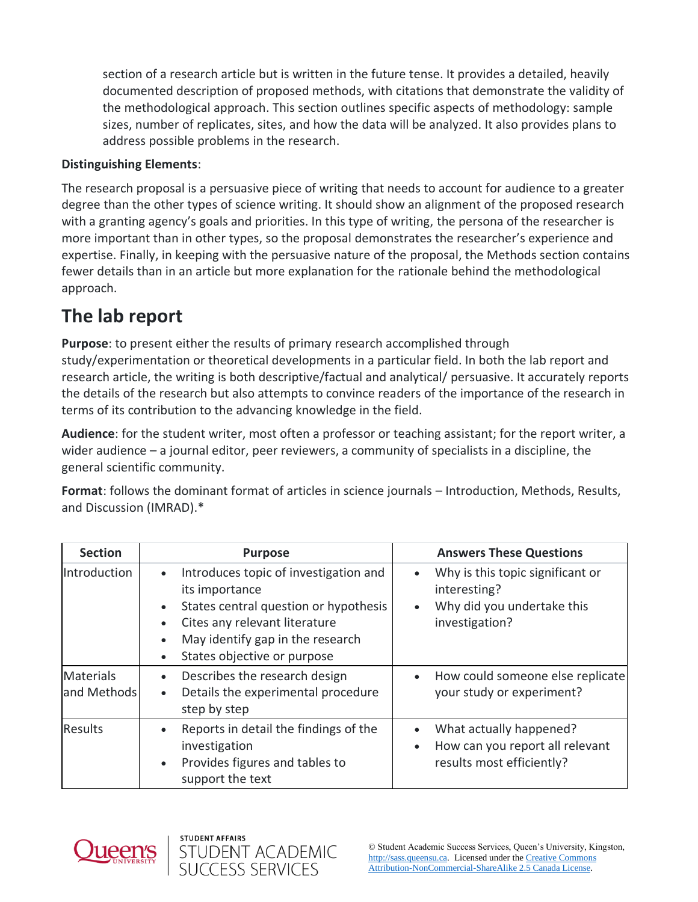section of a research article but is written in the future tense. It provides a detailed, heavily documented description of proposed methods, with citations that demonstrate the validity of the methodological approach. This section outlines specific aspects of methodology: sample sizes, number of replicates, sites, and how the data will be analyzed. It also provides plans to address possible problems in the research.

**Distinguishing Elements**:

The research proposal is a persuasive piece of writing that needs to account for audience to a greater degree than the other types of science writing. It should show an alignment of the proposed research with a granting agency's goals and priorities. In this type of writing, the persona of the researcher is more important than in other types, so the proposal demonstrates the researcher's experience and expertise. Finally, in keeping with the persuasive nature of the proposal, the Methods section contains fewer details than in an article but more explanation for the rationale behind the methodological approach.

## The lab report

**Purpose**: to present either the results of primary research accomplished through study/experimentation or theoretical developments in a particular field. In both the lab report and research article, the writing is both descriptive/factual and analytical/ persuasive. It accurately reports the details of the research but also attempts to convince readers of the importance of the research in terms of its contribution to the advancing knowledge in the field.

**Audience**: for the student writer, most often a professor or teaching assistant; for the report writer, a wider audience – a journal editor, peer reviewers, a community of specialists in a discipline, the general scientific community.

**Format**: follows the dominant format of articles in science journals – Introduction, Methods, Results, and Discussion (IMRAD).*

| Section | Purpose | Answers These Questions |
| --- | --- | --- |
| Introduction | • Introduces topic of investigation and its importance<br>• States central question or hypothesis<br>• Cites any relevant literature<br>• May identify gap in the research<br>• States objective or purpose | • Why is this topic significant or interesting?<br>• Why did you undertake this investigation? |
| Materials and Methods | • Describes the research design<br>• Details the experimental procedure step by step | • How could someone else replicate your study or experiment? |
| Results | • Reports in detail the findings of the investigation<br>• Provides figures and tables to support the text | • What actually happened?<br>• How can you report all relevant results most efficiently? |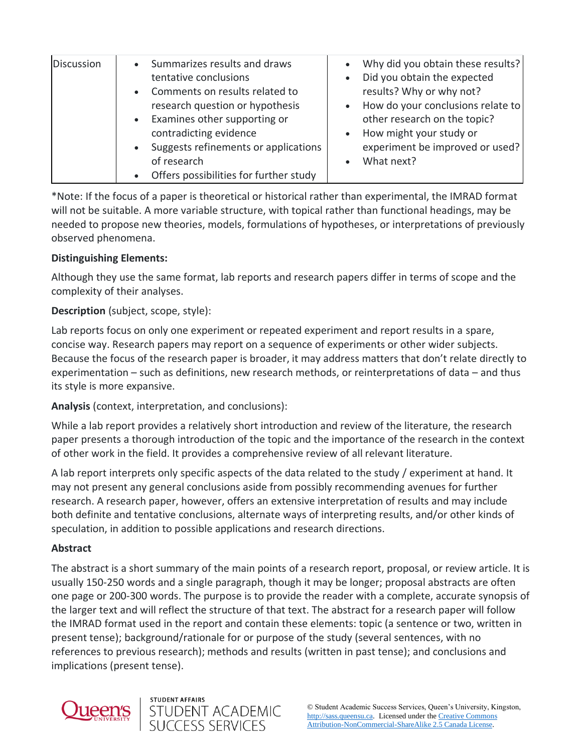| | | |
|---|---|---|
| Discussion | • Summarizes results and draws tentative conclusions<br>• Comments on results related to research question or hypothesis<br>• Examines other supporting or contradicting evidence<br>• Suggests refinements or applications of research<br>• Offers possibilities for further study | • Why did you obtain these results?<br>• Did you obtain the expected results? Why or why not?<br>• How do your conclusions relate to other research on the topic?<br>• How might your study or experiment be improved or used?<br>• What next? |

*Note: If the focus of a paper is theoretical or historical rather than experimental, the IMRAD format will not be suitable. A more variable structure, with topical rather than functional headings, may be needed to propose new theories, models, formulations of hypotheses, or interpretations of previously observed phenomena.

**Distinguishing Elements:**

Although they use the same format, lab reports and research papers differ in terms of scope and the complexity of their analyses.

**Description** (subject, scope, style):

Lab reports focus on only one experiment or repeated experiment and report results in a spare, concise way. Research papers may report on a sequence of experiments or other wider subjects. Because the focus of the research paper is broader, it may address matters that don't relate directly to experimentation – such as definitions, new research methods, or reinterpretations of data – and thus its style is more expansive.

**Analysis** (context, interpretation, and conclusions):

While a lab report provides a relatively short introduction and review of the literature, the research paper presents a thorough introduction of the topic and the importance of the research in the context of other work in the field. It provides a comprehensive review of all relevant literature.

A lab report interprets only specific aspects of the data related to the study / experiment at hand. It may not present any general conclusions aside from possibly recommending avenues for further research. A research paper, however, offers an extensive interpretation of results and may include both definite and tentative conclusions, alternate ways of interpreting results, and/or other kinds of speculation, in addition to possible applications and research directions.

**Abstract**

The abstract is a short summary of the main points of a research report, proposal, or review article. It is usually 150-250 words and a single paragraph, though it may be longer; proposal abstracts are often one page or 200-300 words. The purpose is to provide the reader with a complete, accurate synopsis of the larger text and will reflect the structure of that text. The abstract for a research paper will follow the IMRAD format used in the report and contain these elements: topic (a sentence or two, written in present tense); background/rationale for or purpose of the study (several sentences, with no references to previous research); methods and results (written in past tense); and conclusions and implications (present tense).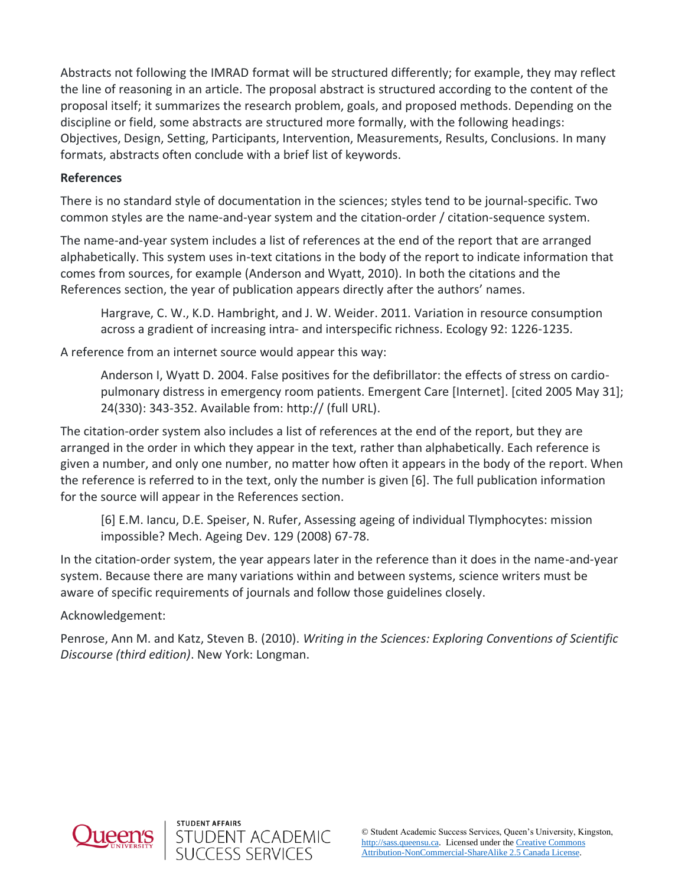Abstracts not following the IMRAD format will be structured differently; for example, they may reflect the line of reasoning in an article. The proposal abstract is structured according to the content of the proposal itself; it summarizes the research problem, goals, and proposed methods. Depending on the discipline or field, some abstracts are structured more formally, with the following headings: Objectives, Design, Setting, Participants, Intervention, Measurements, Results, Conclusions. In many formats, abstracts often conclude with a brief list of keywords.

**References**

There is no standard style of documentation in the sciences; styles tend to be journal-specific. Two common styles are the name-and-year system and the citation-order / citation-sequence system.

The name-and-year system includes a list of references at the end of the report that are arranged alphabetically. This system uses in-text citations in the body of the report to indicate information that comes from sources, for example (Anderson and Wyatt, 2010). In both the citations and the References section, the year of publication appears directly after the authors' names.

> Hargrave, C. W., K.D. Hambright, and J. W. Weider. 2011. Variation in resource consumption across a gradient of increasing intra- and interspecific richness. Ecology 92: 1226-1235.

A reference from an internet source would appear this way:

> Anderson I, Wyatt D. 2004. False positives for the defibrillator: the effects of stress on cardio-pulmonary distress in emergency room patients. Emergent Care [Internet]. [cited 2005 May 31]; 24(330): 343-352. Available from: http:// (full URL).

The citation-order system also includes a list of references at the end of the report, but they are arranged in the order in which they appear in the text, rather than alphabetically. Each reference is given a number, and only one number, no matter how often it appears in the body of the report. When the reference is referred to in the text, only the number is given [6]. The full publication information for the source will appear in the References section.

> [6] E.M. Iancu, D.E. Speiser, N. Rufer, Assessing ageing of individual Tlymphocytes: mission impossible? Mech. Ageing Dev. 129 (2008) 67-78.

In the citation-order system, the year appears later in the reference than it does in the name-and-year system. Because there are many variations within and between systems, science writers must be aware of specific requirements of journals and follow those guidelines closely.

Acknowledgement:

Penrose, Ann M. and Katz, Steven B. (2010). *Writing in the Sciences: Exploring Conventions of Scientific Discourse (third edition)*. New York: Longman.

© Student Academic Success Services, Queen's University, Kingston, http://sass.queensu.ca. Licensed under the Creative Commons Attribution-NonCommercial-ShareAlike 2.5 Canada License.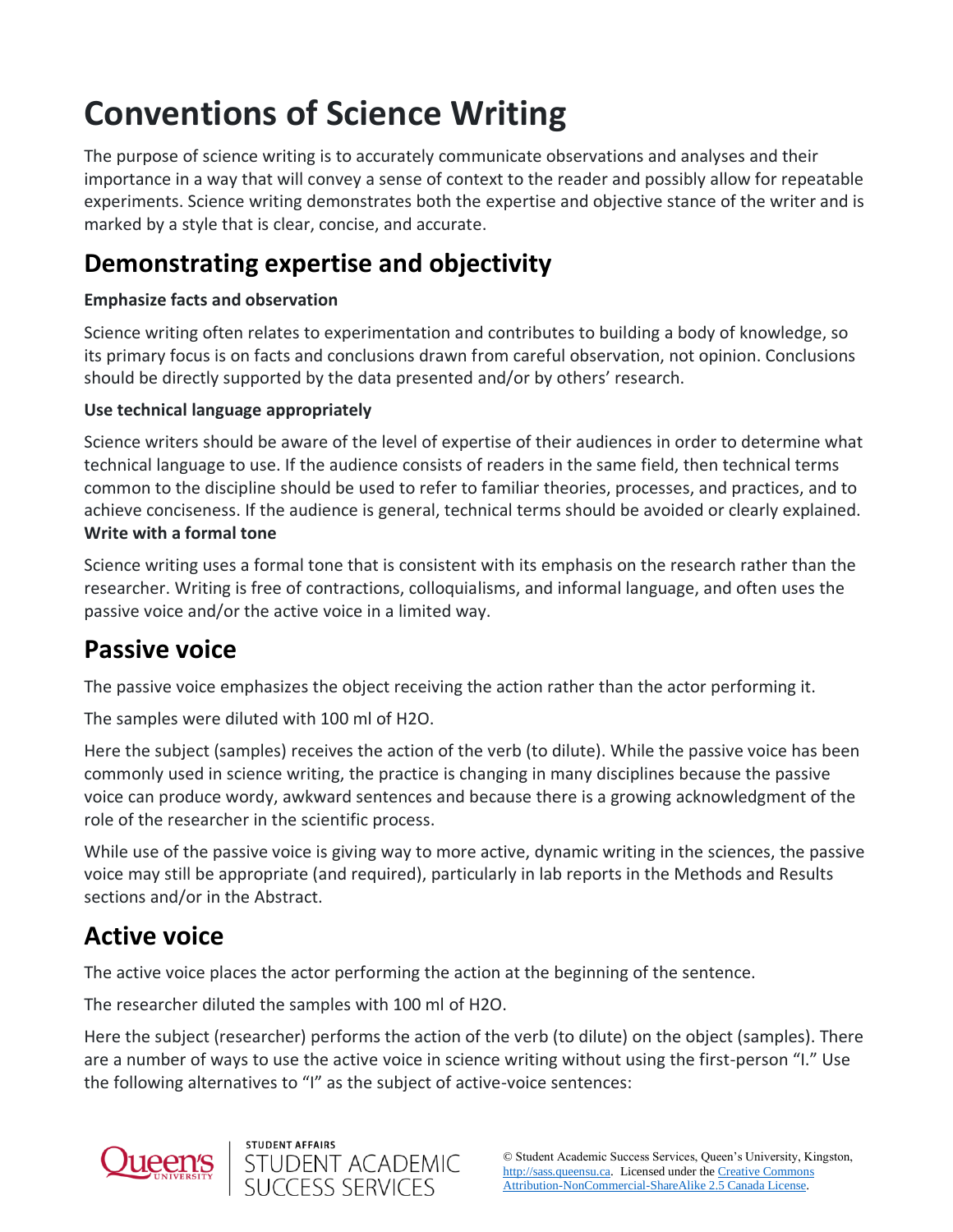# Conventions of Science Writing

The purpose of science writing is to accurately communicate observations and analyses and their importance in a way that will convey a sense of context to the reader and possibly allow for repeatable experiments. Science writing demonstrates both the expertise and objective stance of the writer and is marked by a style that is clear, concise, and accurate.

## Demonstrating expertise and objectivity

**Emphasize facts and observation**

Science writing often relates to experimentation and contributes to building a body of knowledge, so its primary focus is on facts and conclusions drawn from careful observation, not opinion. Conclusions should be directly supported by the data presented and/or by others' research.

**Use technical language appropriately**

Science writers should be aware of the level of expertise of their audiences in order to determine what technical language to use. If the audience consists of readers in the same field, then technical terms common to the discipline should be used to refer to familiar theories, processes, and practices, and to achieve conciseness. If the audience is general, technical terms should be avoided or clearly explained.

**Write with a formal tone**

Science writing uses a formal tone that is consistent with its emphasis on the research rather than the researcher. Writing is free of contractions, colloquialisms, and informal language, and often uses the passive voice and/or the active voice in a limited way.

## Passive voice

The passive voice emphasizes the object receiving the action rather than the actor performing it.

The samples were diluted with 100 ml of H2O.

Here the subject (samples) receives the action of the verb (to dilute). While the passive voice has been commonly used in science writing, the practice is changing in many disciplines because the passive voice can produce wordy, awkward sentences and because there is a growing acknowledgment of the role of the researcher in the scientific process.

While use of the passive voice is giving way to more active, dynamic writing in the sciences, the passive voice may still be appropriate (and required), particularly in lab reports in the Methods and Results sections and/or in the Abstract.

## Active voice

The active voice places the actor performing the action at the beginning of the sentence.

The researcher diluted the samples with 100 ml of H2O.

Here the subject (researcher) performs the action of the verb (to dilute) on the object (samples). There are a number of ways to use the active voice in science writing without using the first-person "I." Use the following alternatives to "I" as the subject of active-voice sentences:

© Student Academic Success Services, Queen's University, Kingston, http://sass.queensu.ca. Licensed under the Creative Commons Attribution-NonCommercial-ShareAlike 2.5 Canada License.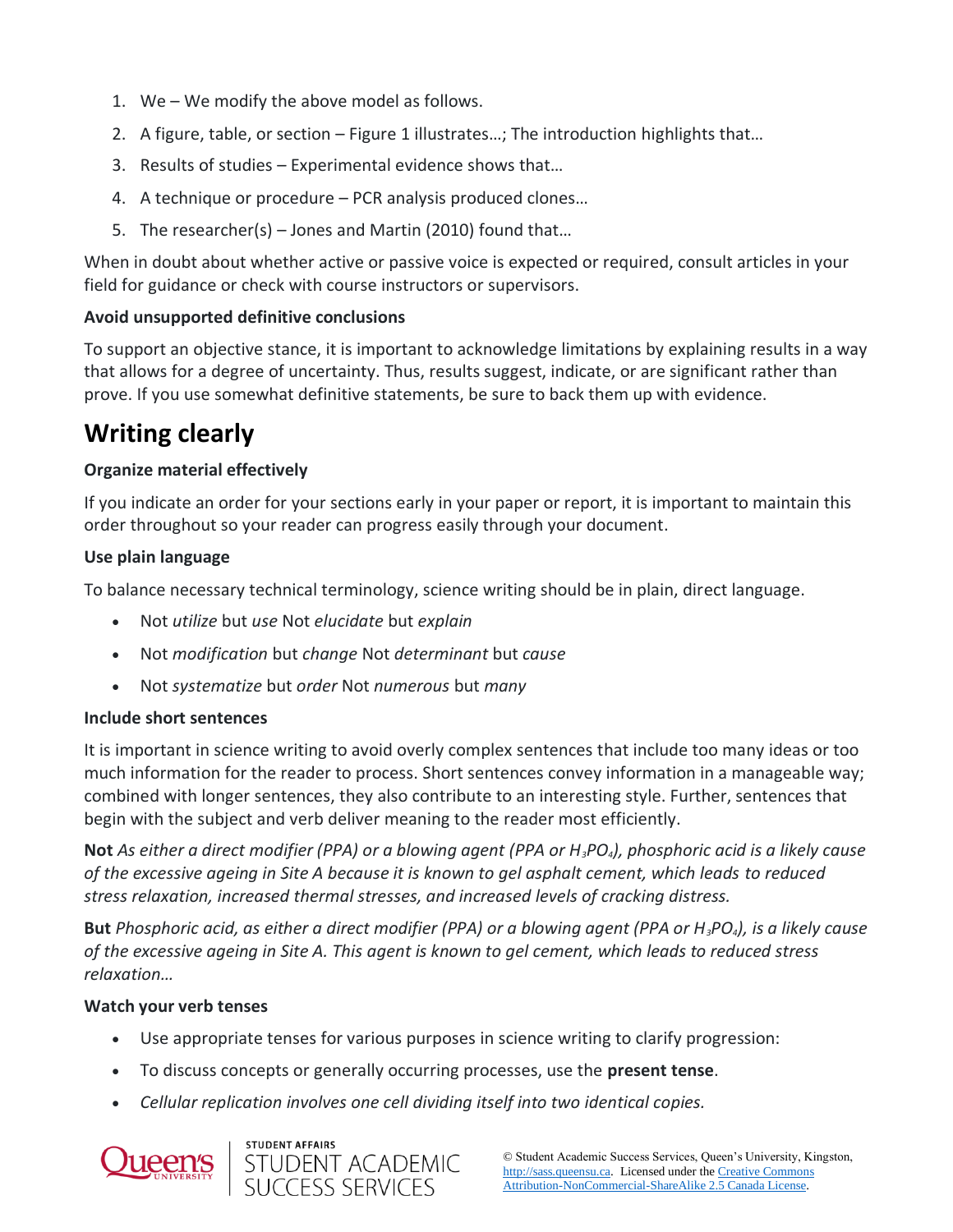1. We – We modify the above model as follows.
2. A figure, table, or section – Figure 1 illustrates…; The introduction highlights that…
3. Results of studies – Experimental evidence shows that…
4. A technique or procedure – PCR analysis produced clones…
5. The researcher(s) – Jones and Martin (2010) found that…

When in doubt about whether active or passive voice is expected or required, consult articles in your field for guidance or check with course instructors or supervisors.

**Avoid unsupported definitive conclusions**

To support an objective stance, it is important to acknowledge limitations by explaining results in a way that allows for a degree of uncertainty. Thus, results suggest, indicate, or are significant rather than prove. If you use somewhat definitive statements, be sure to back them up with evidence.

# Writing clearly

**Organize material effectively**

If you indicate an order for your sections early in your paper or report, it is important to maintain this order throughout so your reader can progress easily through your document.

**Use plain language**

To balance necessary technical terminology, science writing should be in plain, direct language.

- Not *utilize* but *use* Not *elucidate* but *explain*
- Not *modification* but *change* Not *determinant* but *cause*
- Not *systematize* but *order* Not *numerous* but *many*

**Include short sentences**

It is important in science writing to avoid overly complex sentences that include too many ideas or too much information for the reader to process. Short sentences convey information in a manageable way; combined with longer sentences, they also contribute to an interesting style. Further, sentences that begin with the subject and verb deliver meaning to the reader most efficiently.

**Not** *As either a direct modifier (PPA) or a blowing agent (PPA or $H_3PO_4$), phosphoric acid is a likely cause of the excessive ageing in Site A because it is known to gel asphalt cement, which leads to reduced stress relaxation, increased thermal stresses, and increased levels of cracking distress.*

**But** *Phosphoric acid, as either a direct modifier (PPA) or a blowing agent (PPA or $H_3PO_4$), is a likely cause of the excessive ageing in Site A. This agent is known to gel cement, which leads to reduced stress relaxation…*

**Watch your verb tenses**

- Use appropriate tenses for various purposes in science writing to clarify progression:
- To discuss concepts or generally occurring processes, use the **present tense**.
- *Cellular replication involves one cell dividing itself into two identical copies.*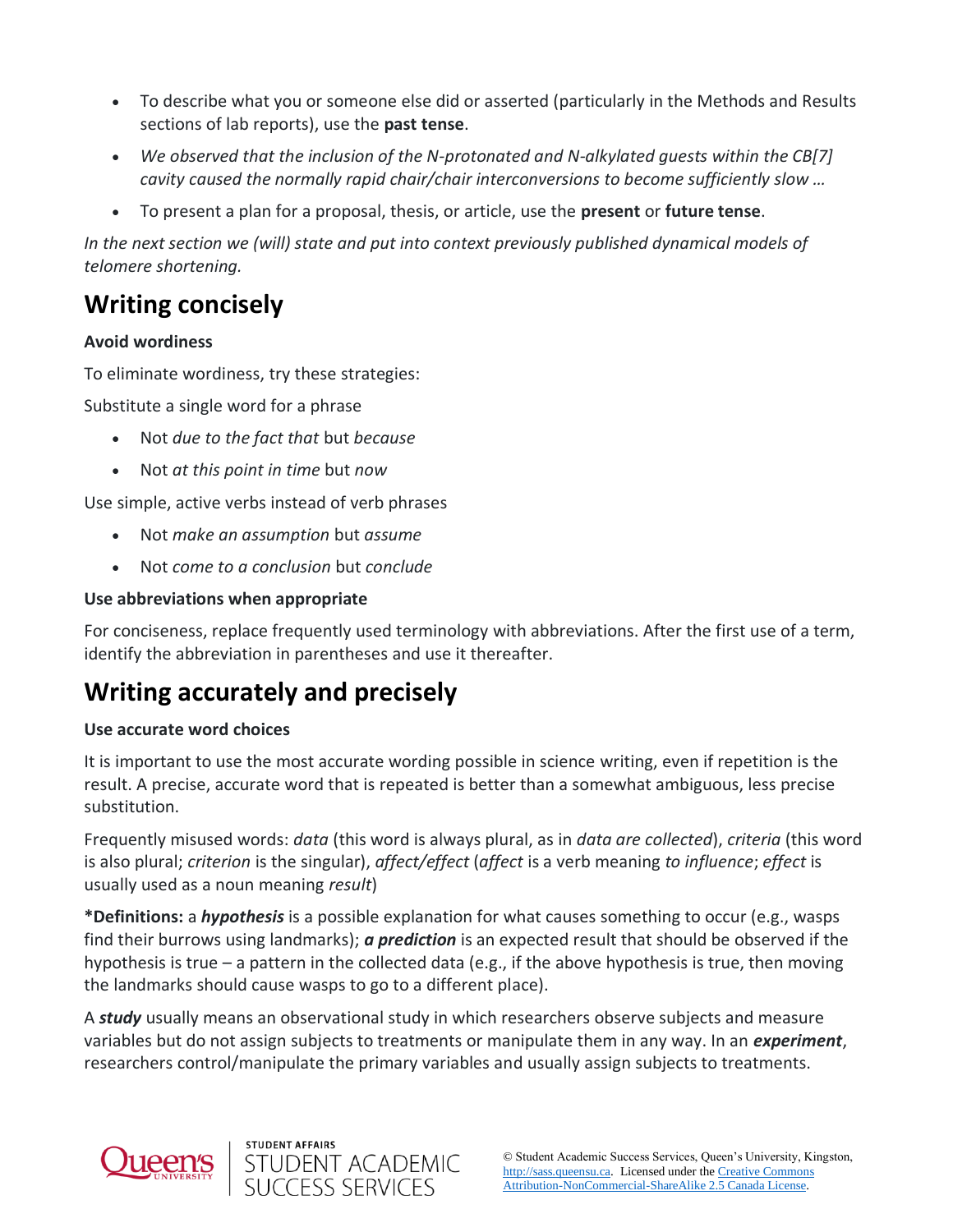- To describe what you or someone else did or asserted (particularly in the Methods and Results sections of lab reports), use the **past tense**.
- *We observed that the inclusion of the N-protonated and N-alkylated guests within the CB[7] cavity caused the normally rapid chair/chair interconversions to become sufficiently slow …*
- To present a plan for a proposal, thesis, or article, use the **present** or **future tense**.

*In the next section we (will) state and put into context previously published dynamical models of telomere shortening.*

## Writing concisely

**Avoid wordiness**

To eliminate wordiness, try these strategies:

Substitute a single word for a phrase

- Not *due to the fact that* but *because*
- Not *at this point in time* but *now*

Use simple, active verbs instead of verb phrases

- Not *make an assumption* but *assume*
- Not *come to a conclusion* but *conclude*

**Use abbreviations when appropriate**

For conciseness, replace frequently used terminology with abbreviations. After the first use of a term, identify the abbreviation in parentheses and use it thereafter.

## Writing accurately and precisely

**Use accurate word choices**

It is important to use the most accurate wording possible in science writing, even if repetition is the result. A precise, accurate word that is repeated is better than a somewhat ambiguous, less precise substitution.

Frequently misused words: *data* (this word is always plural, as in *data are collected*), *criteria* (this word is also plural; *criterion* is the singular), *affect/effect* (*affect* is a verb meaning *to influence*; *effect* is usually used as a noun meaning *result*)

***Definitions:** a ***hypothesis*** is a possible explanation for what causes something to occur (e.g., wasps find their burrows using landmarks); ***a prediction*** is an expected result that should be observed if the hypothesis is true – a pattern in the collected data (e.g., if the above hypothesis is true, then moving the landmarks should cause wasps to go to a different place).

A ***study*** usually means an observational study in which researchers observe subjects and measure variables but do not assign subjects to treatments or manipulate them in any way. In an ***experiment***, researchers control/manipulate the primary variables and usually assign subjects to treatments.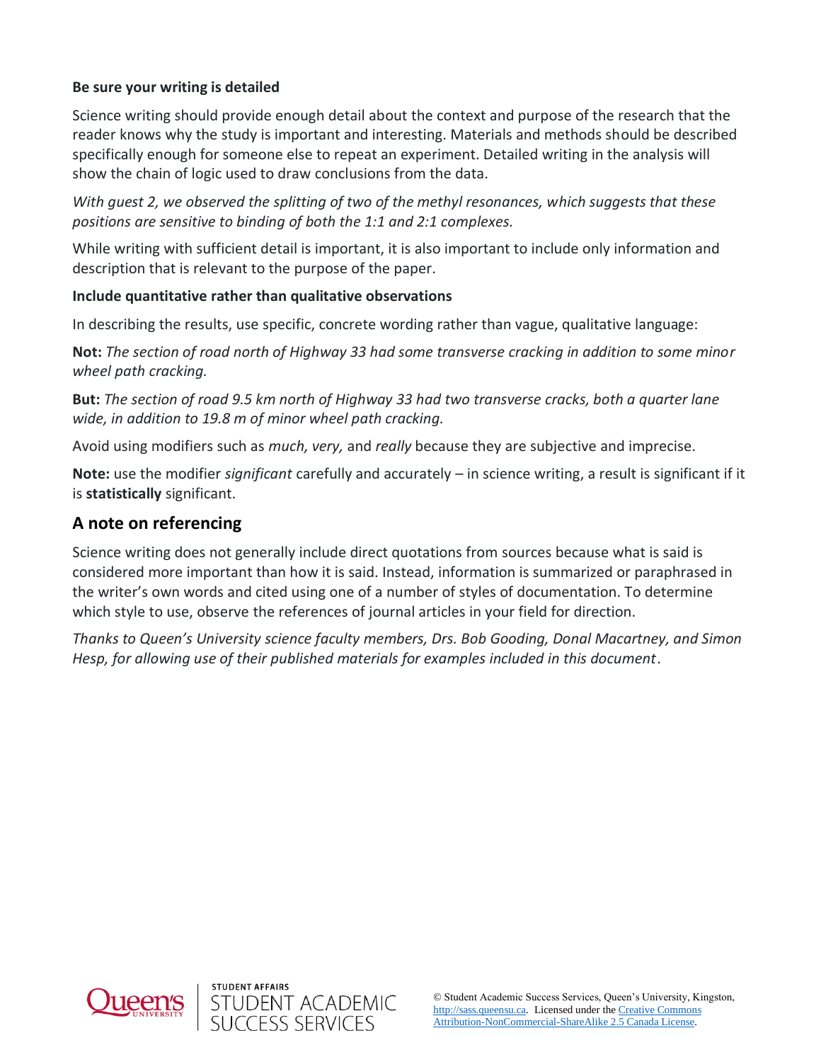**Be sure your writing is detailed**

Science writing should provide enough detail about the context and purpose of the research that the reader knows why the study is important and interesting. Materials and methods should be described specifically enough for someone else to repeat an experiment. Detailed writing in the analysis will show the chain of logic used to draw conclusions from the data.

*With guest 2, we observed the splitting of two of the methyl resonances, which suggests that these positions are sensitive to binding of both the 1:1 and 2:1 complexes.*

While writing with sufficient detail is important, it is also important to include only information and description that is relevant to the purpose of the paper.

**Include quantitative rather than qualitative observations**

In describing the results, use specific, concrete wording rather than vague, qualitative language:

**Not:** *The section of road north of Highway 33 had some transverse cracking in addition to some minor wheel path cracking.*

**But:** *The section of road 9.5 km north of Highway 33 had two transverse cracks, both a quarter lane wide, in addition to 19.8 m of minor wheel path cracking.*

Avoid using modifiers such as *much, very,* and *really* because they are subjective and imprecise.

**Note:** use the modifier *significant* carefully and accurately – in science writing, a result is significant if it is **statistically** significant.

## A note on referencing

Science writing does not generally include direct quotations from sources because what is said is considered more important than how it is said. Instead, information is summarized or paraphrased in the writer's own words and cited using one of a number of styles of documentation. To determine which style to use, observe the references of journal articles in your field for direction.

*Thanks to Queen's University science faculty members, Drs. Bob Gooding, Donal Macartney, and Simon Hesp, for allowing use of their published materials for examples included in this document*.

Queen's University | STUDENT AFFAIRS STUDENT ACADEMIC SUCCESS SERVICES

© Student Academic Success Services, Queen's University, Kingston, http://sass.queensu.ca. Licensed under the Creative Commons Attribution-NonCommercial-ShareAlike 2.5 Canada License.